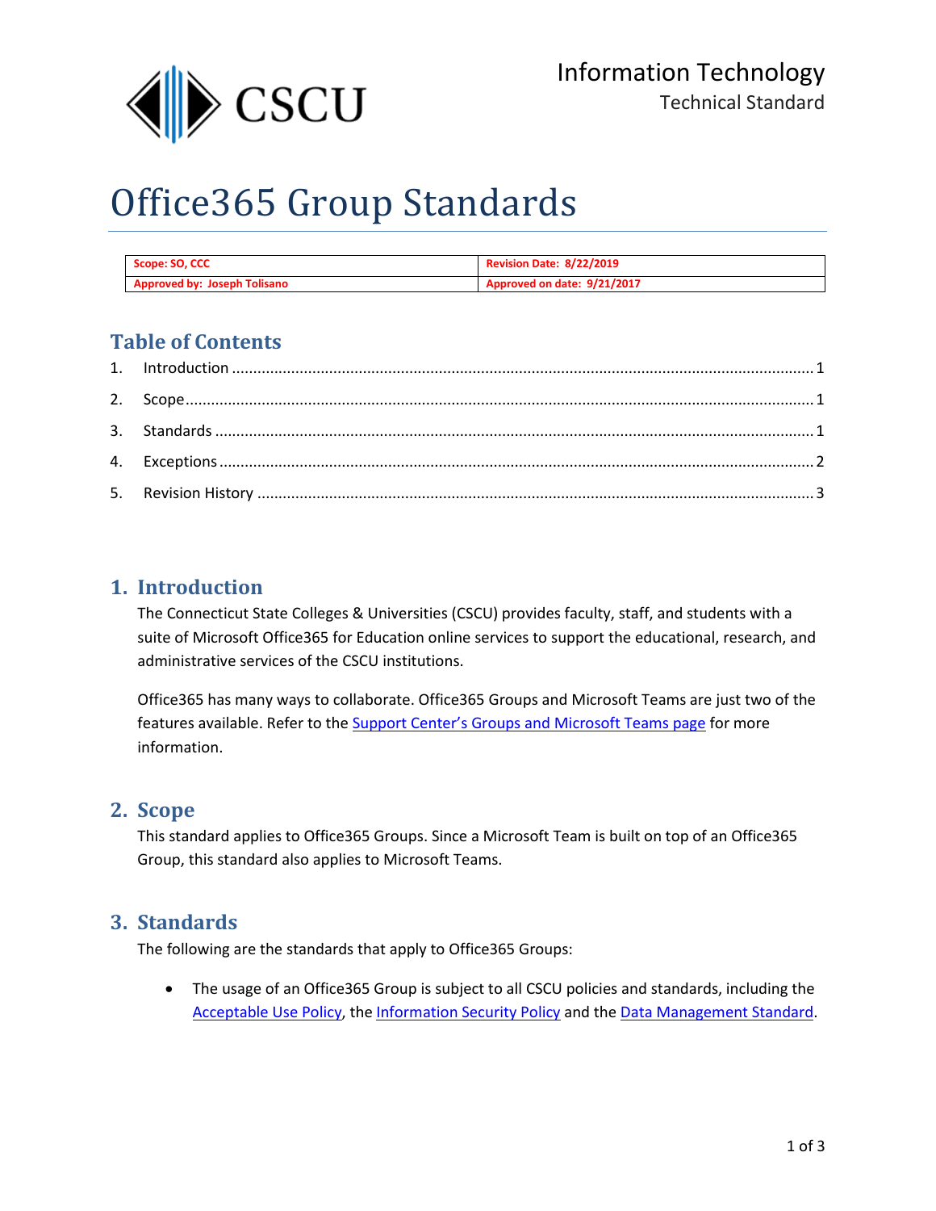CSCU

Information Technology
Technical Standard

# Office365 Group Standards

| Scope: SO, CCC | Revision Date: 8/22/2019 |
| --- | --- |
| Approved by: Joseph Tolisano | Approved on date: 9/21/2017 |

## Table of Contents

1. Introduction ........ 1
2. Scope ........ 1
3. Standards ........ 1
4. Exceptions ........ 2
5. Revision History ........ 3

## 1. Introduction

The Connecticut State Colleges & Universities (CSCU) provides faculty, staff, and students with a suite of Microsoft Office365 for Education online services to support the educational, research, and administrative services of the CSCU institutions.

Office365 has many ways to collaborate. Office365 Groups and Microsoft Teams are just two of the features available. Refer to the Support Center's Groups and Microsoft Teams page for more information.

## 2. Scope

This standard applies to Office365 Groups. Since a Microsoft Team is built on top of an Office365 Group, this standard also applies to Microsoft Teams.

## 3. Standards

The following are the standards that apply to Office365 Groups:

- The usage of an Office365 Group is subject to all CSCU policies and standards, including the Acceptable Use Policy, the Information Security Policy and the Data Management Standard.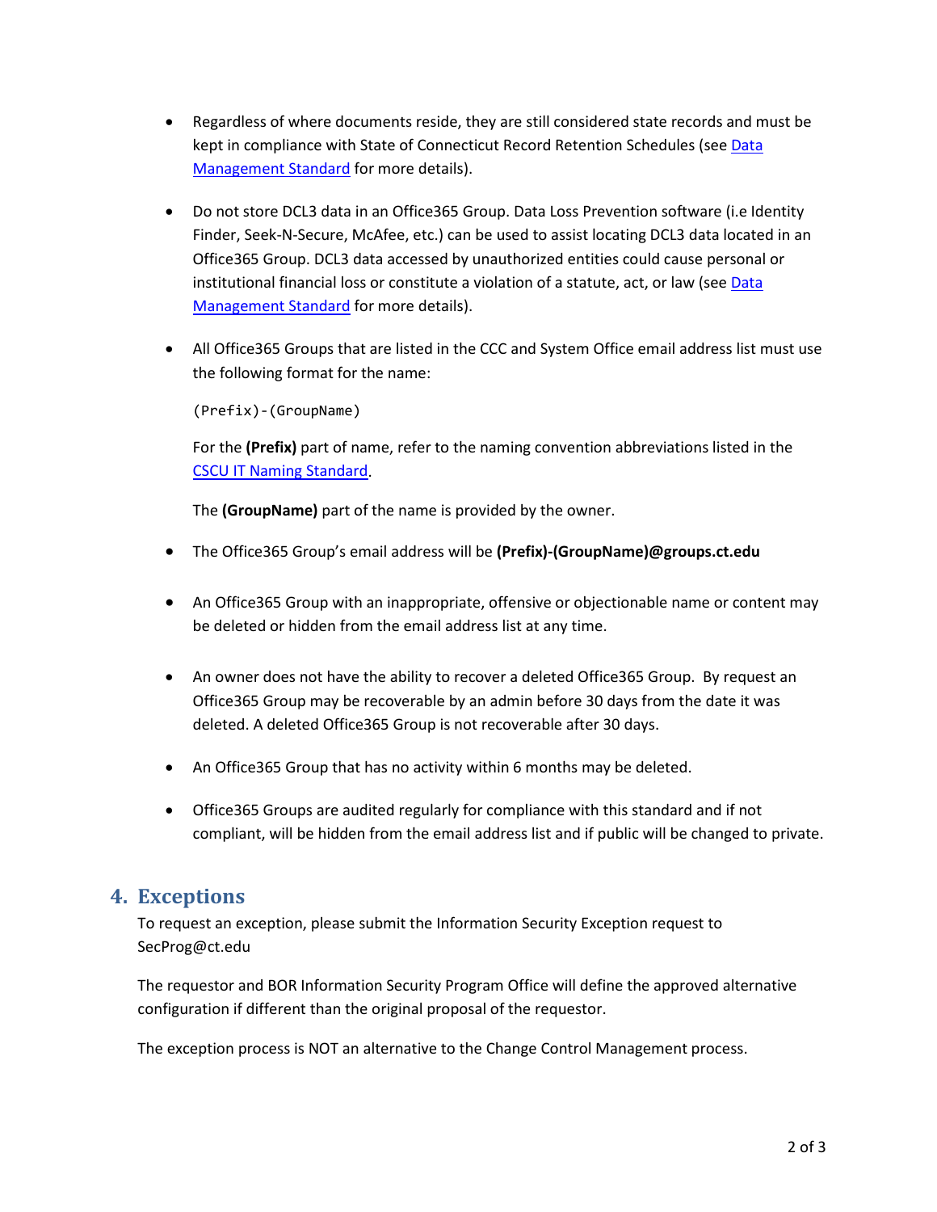- Regardless of where documents reside, they are still considered state records and must be kept in compliance with State of Connecticut Record Retention Schedules (see Data Management Standard for more details).

- Do not store DCL3 data in an Office365 Group. Data Loss Prevention software (i.e Identity Finder, Seek-N-Secure, McAfee, etc.) can be used to assist locating DCL3 data located in an Office365 Group. DCL3 data accessed by unauthorized entities could cause personal or institutional financial loss or constitute a violation of a statute, act, or law (see Data Management Standard for more details).

- All Office365 Groups that are listed in the CCC and System Office email address list must use the following format for the name:

  ```
  (Prefix)-(GroupName)
  ```

  For the **(Prefix)** part of name, refer to the naming convention abbreviations listed in the CSCU IT Naming Standard.

  The **(GroupName)** part of the name is provided by the owner.

- The Office365 Group's email address will be **(Prefix)-(GroupName)@groups.ct.edu**

- An Office365 Group with an inappropriate, offensive or objectionable name or content may be deleted or hidden from the email address list at any time.

- An owner does not have the ability to recover a deleted Office365 Group. By request an Office365 Group may be recoverable by an admin before 30 days from the date it was deleted. A deleted Office365 Group is not recoverable after 30 days.

- An Office365 Group that has no activity within 6 months may be deleted.

- Office365 Groups are audited regularly for compliance with this standard and if not compliant, will be hidden from the email address list and if public will be changed to private.

## 4. Exceptions

To request an exception, please submit the Information Security Exception request to SecProg@ct.edu

The requestor and BOR Information Security Program Office will define the approved alternative configuration if different than the original proposal of the requestor.

The exception process is NOT an alternative to the Change Control Management process.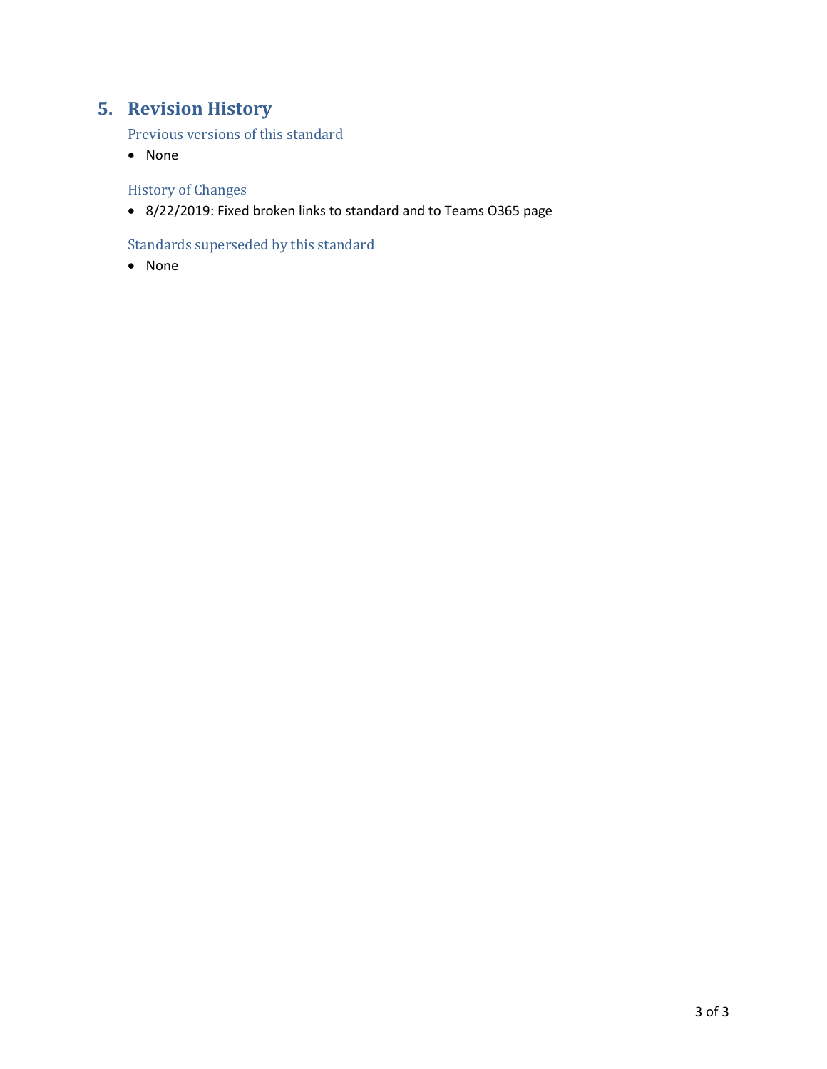## 5. Revision History

### Previous versions of this standard

- None

### History of Changes

- 8/22/2019: Fixed broken links to standard and to Teams O365 page

### Standards superseded by this standard

- None